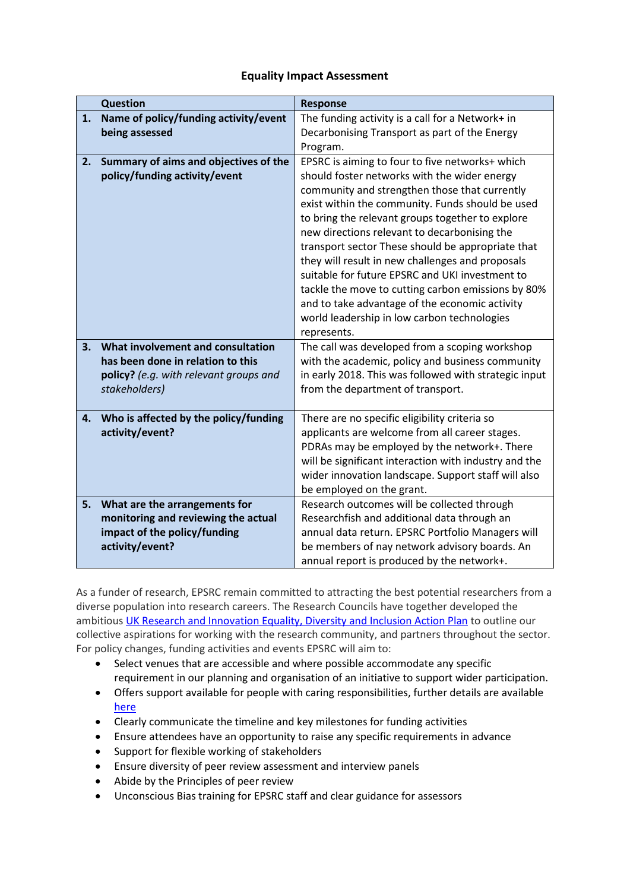# Equality Impact Assessment

| | Question | Response |
|---|---|---|
| 1. | **Name of policy/funding activity/event being assessed** | The funding activity is a call for a Network+ in Decarbonising Transport as part of the Energy Program. |
| 2. | **Summary of aims and objectives of the policy/funding activity/event** | EPSRC is aiming to four to five networks+ which should foster networks with the wider energy community and strengthen those that currently exist within the community. Funds should be used to bring the relevant groups together to explore new directions relevant to decarbonising the transport sector These should be appropriate that they will result in new challenges and proposals suitable for future EPSRC and UKI investment to tackle the move to cutting carbon emissions by 80% and to take advantage of the economic activity world leadership in low carbon technologies represents. |
| 3. | **What involvement and consultation has been done in relation to this policy?** *(e.g. with relevant groups and stakeholders)* | The call was developed from a scoping workshop with the academic, policy and business community in early 2018. This was followed with strategic input from the department of transport. |
| 4. | **Who is affected by the policy/funding activity/event?** | There are no specific eligibility criteria so applicants are welcome from all career stages. PDRAs may be employed by the network+. There will be significant interaction with industry and the wider innovation landscape. Support staff will also be employed on the grant. |
| 5. | **What are the arrangements for monitoring and reviewing the actual impact of the policy/funding activity/event?** | Research outcomes will be collected through Researchfish and additional data through an annual data return. EPSRC Portfolio Managers will be members of nay network advisory boards. An annual report is produced by the network+. |

As a funder of research, EPSRC remain committed to attracting the best potential researchers from a diverse population into research careers. The Research Councils have together developed the ambitious [UK Research and Innovation Equality, Diversity and Inclusion Action Plan] to outline our collective aspirations for working with the research community, and partners throughout the sector. For policy changes, funding activities and events EPSRC will aim to:

- Select venues that are accessible and where possible accommodate any specific requirement in our planning and organisation of an initiative to support wider participation.
- Offers support available for people with caring responsibilities, further details are available [here]
- Clearly communicate the timeline and key milestones for funding activities
- Ensure attendees have an opportunity to raise any specific requirements in advance
- Support for flexible working of stakeholders
- Ensure diversity of peer review assessment and interview panels
- Abide by the Principles of peer review
- Unconscious Bias training for EPSRC staff and clear guidance for assessors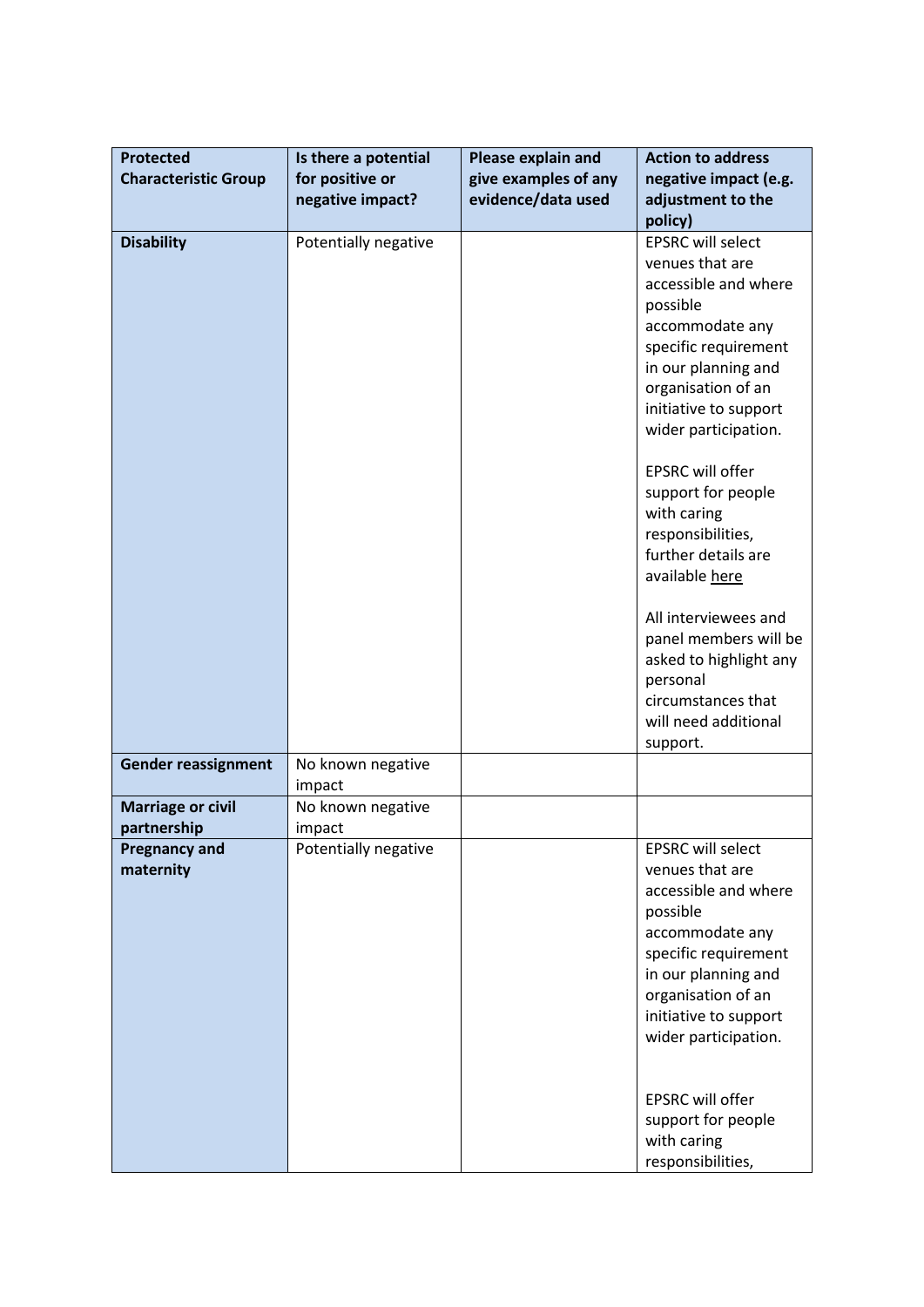| Protected Characteristic Group | Is there a potential for positive or negative impact? | Please explain and give examples of any evidence/data used | Action to address negative impact (e.g. adjustment to the policy) |
|---|---|---|---|
| **Disability** | Potentially negative | | EPSRC will select venues that are accessible and where possible accommodate any specific requirement in our planning and organisation of an initiative to support wider participation.<br><br>EPSRC will offer support for people with caring responsibilities, further details are available here<br><br>All interviewees and panel members will be asked to highlight any personal circumstances that will need additional support. |
| **Gender reassignment** | No known negative impact | | |
| **Marriage or civil partnership** | No known negative impact | | |
| **Pregnancy and maternity** | Potentially negative | | EPSRC will select venues that are accessible and where possible accommodate any specific requirement in our planning and organisation of an initiative to support wider participation.<br><br>EPSRC will offer support for people with caring responsibilities, |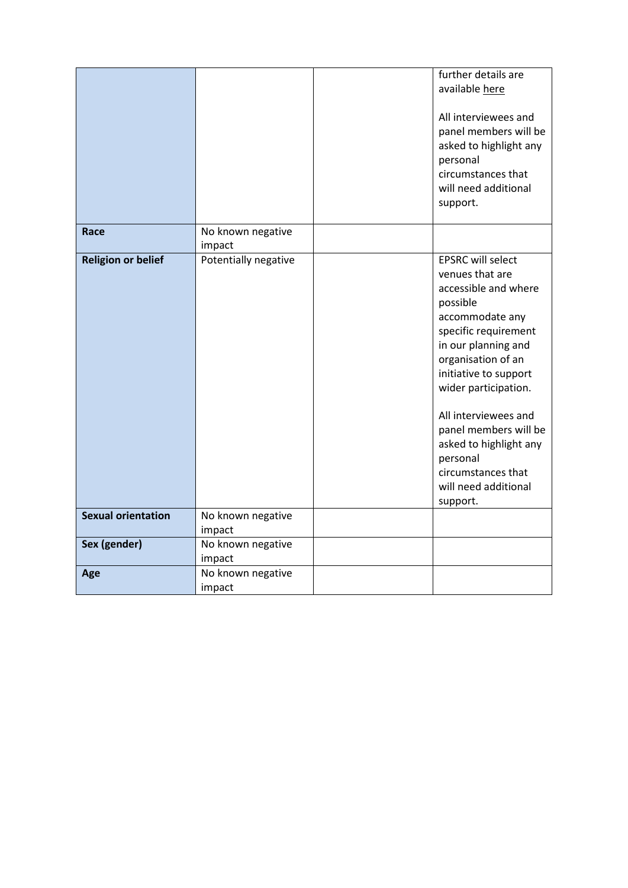| | | | |
|---|---|---|---|
| | | | further details are available here<br><br>All interviewees and panel members will be asked to highlight any personal circumstances that will need additional support. |
| **Race** | No known negative impact | | |
| **Religion or belief** | Potentially negative | | EPSRC will select venues that are accessible and where possible accommodate any specific requirement in our planning and organisation of an initiative to support wider participation.<br><br>All interviewees and panel members will be asked to highlight any personal circumstances that will need additional support. |
| **Sexual orientation** | No known negative impact | | |
| **Sex (gender)** | No known negative impact | | |
| **Age** | No known negative impact | | |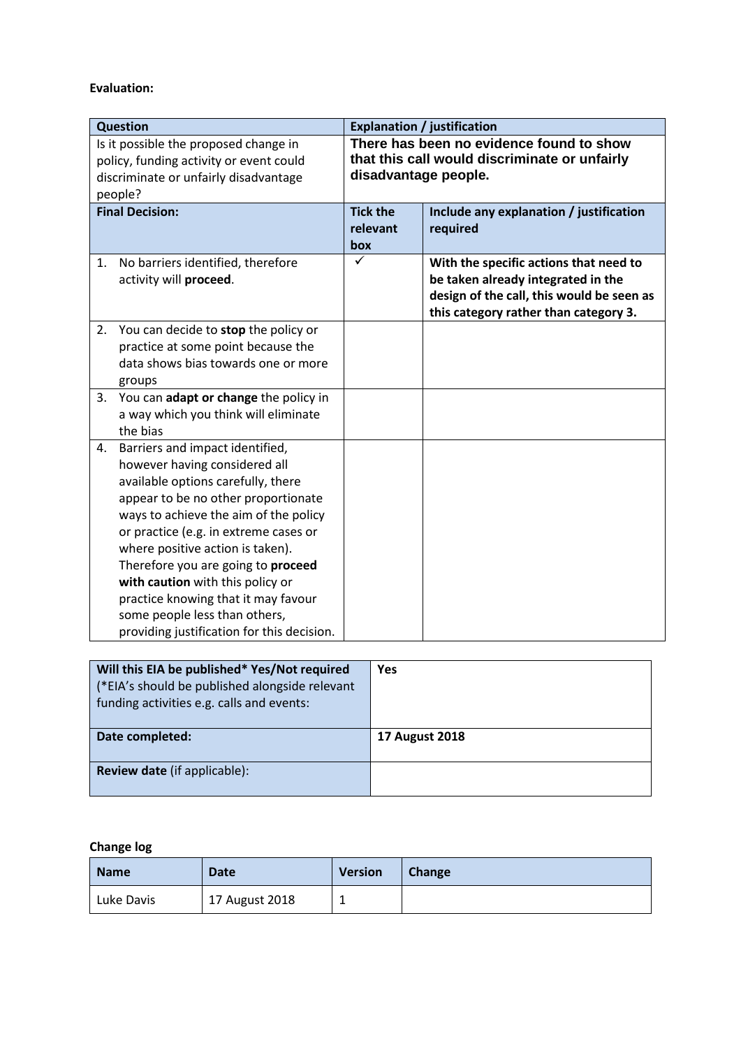**Evaluation:**

| Question | Explanation / justification | |
|---|---|---|
| Is it possible the proposed change in policy, funding activity or event could discriminate or unfairly disadvantage people? | **There has been no evidence found to show that this call would discriminate or unfairly disadvantage people.** | |
| **Final Decision:** | **Tick the relevant box** | **Include any explanation / justification required** |
| 1. No barriers identified, therefore activity will **proceed**. | ✓ | **With the specific actions that need to be taken already integrated in the design of the call, this would be seen as this category rather than category 3.** |
| 2. You can decide to **stop** the policy or practice at some point because the data shows bias towards one or more groups | | |
| 3. You can **adapt or change** the policy in a way which you think will eliminate the bias | | |
| 4. Barriers and impact identified, however having considered all available options carefully, there appear to be no other proportionate ways to achieve the aim of the policy or practice (e.g. in extreme cases or where positive action is taken). Therefore you are going to **proceed with caution** with this policy or practice knowing that it may favour some people less than others, providing justification for this decision. | | |

| | |
|---|---|
| **Will this EIA be published\* Yes/Not required** (\*EIA's should be published alongside relevant funding activities e.g. calls and events: | **Yes** |
| **Date completed:** | **17 August 2018** |
| **Review date** (if applicable): | |

**Change log**

| Name | Date | Version | Change |
|---|---|---|---|
| Luke Davis | 17 August 2018 | 1 | |